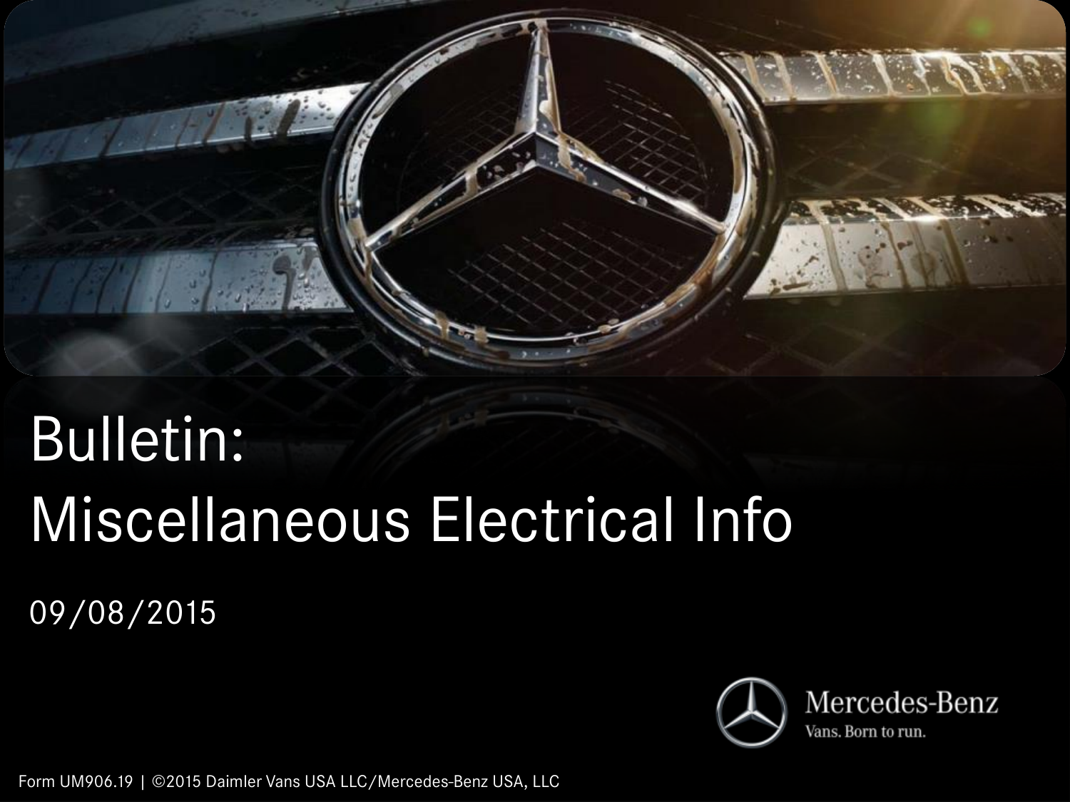# Bulletin:
# Miscellaneous Electrical Info

09/08/2015

Mercedes-Benz

Vans. Born to run.

Form UM906.19 | ©2015 Daimler Vans USA LLC/Mercedes-Benz USA, LLC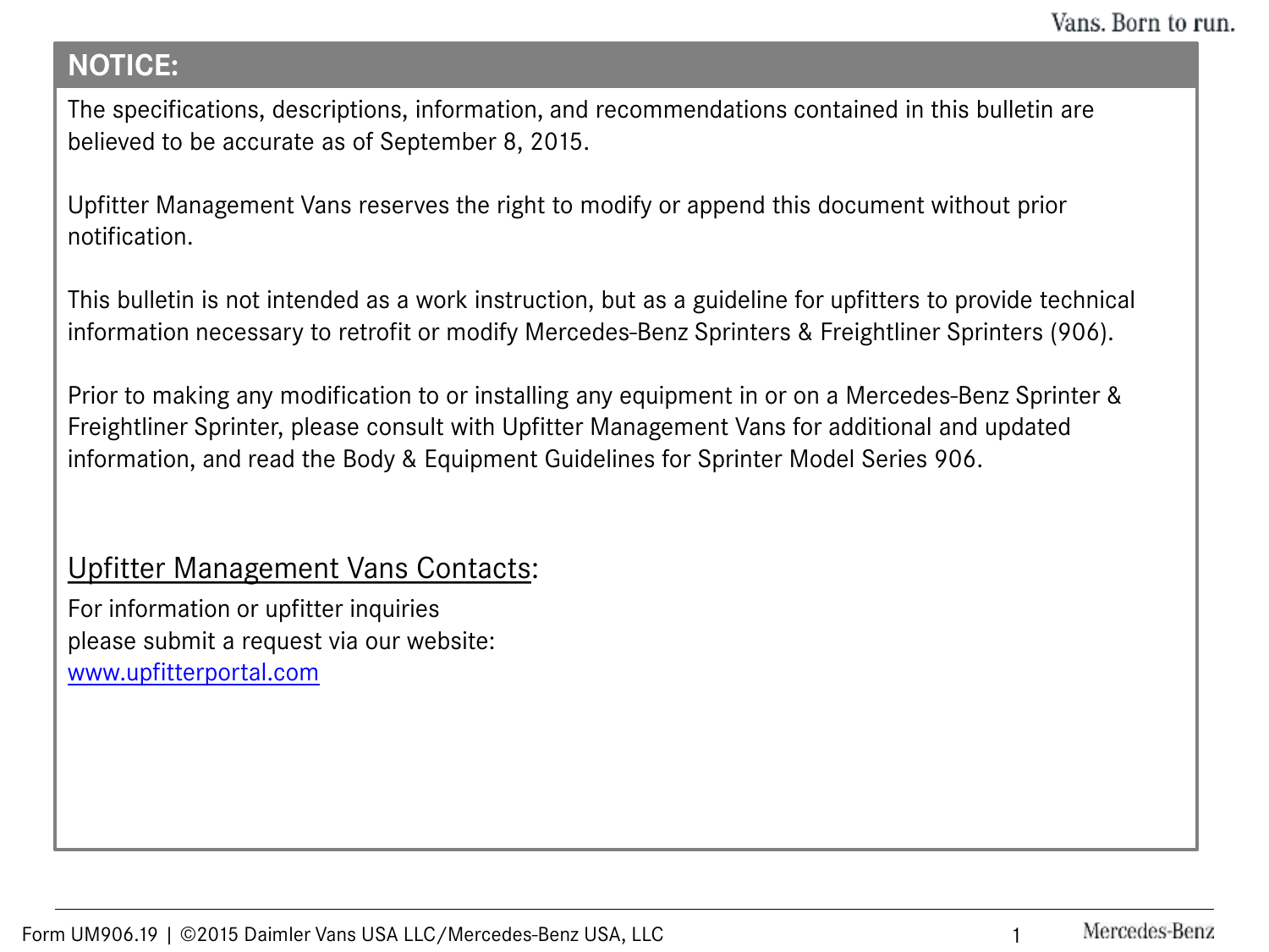## NOTICE:

The specifications, descriptions, information, and recommendations contained in this bulletin are believed to be accurate as of September 8, 2015.

Upfitter Management Vans reserves the right to modify or append this document without prior notification.

This bulletin is not intended as a work instruction, but as a guideline for upfitters to provide technical information necessary to retrofit or modify Mercedes-Benz Sprinters & Freightliner Sprinters (906).

Prior to making any modification to or installing any equipment in or on a Mercedes-Benz Sprinter & Freightliner Sprinter, please consult with Upfitter Management Vans for additional and updated information, and read the Body & Equipment Guidelines for Sprinter Model Series 906.

### Upfitter Management Vans Contacts:

For information or upfitter inquiries
please submit a request via our website:
www.upfitterportal.com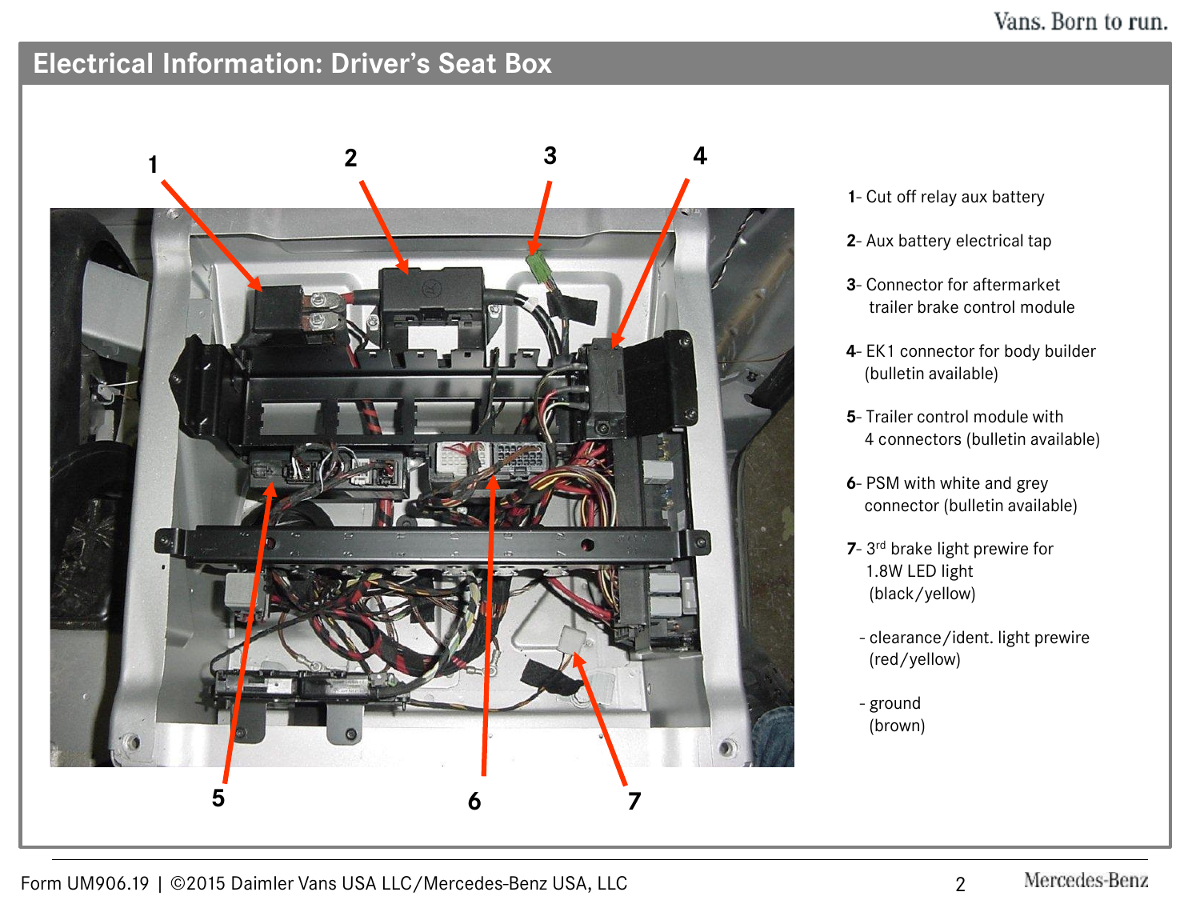# Electrical Information: Driver's Seat Box

1- Cut off relay aux battery

2- Aux battery electrical tap

3- Connector for aftermarket trailer brake control module

4- EK1 connector for body builder (bulletin available)

5- Trailer control module with 4 connectors (bulletin available)

6- PSM with white and grey connector (bulletin available)

7- 3rd brake light prewire for 1.8W LED light (black/yellow)

- clearance/ident. light prewire (red/yellow)
- ground (brown)

Form UM906.19 | ©2015 Daimler Vans USA LLC/Mercedes-Benz USA, LLC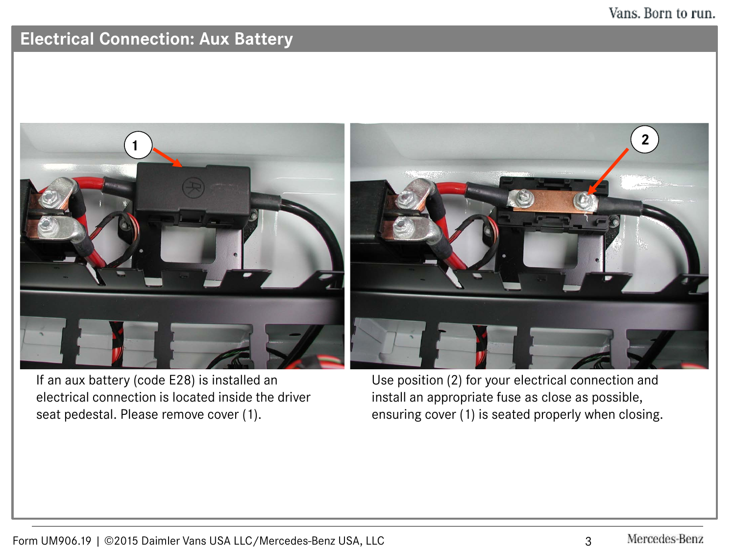## Electrical Connection: Aux Battery

If an aux battery (code E28) is installed an electrical connection is located inside the driver seat pedestal. Please remove cover (1).

Use position (2) for your electrical connection and install an appropriate fuse as close as possible, ensuring cover (1) is seated properly when closing.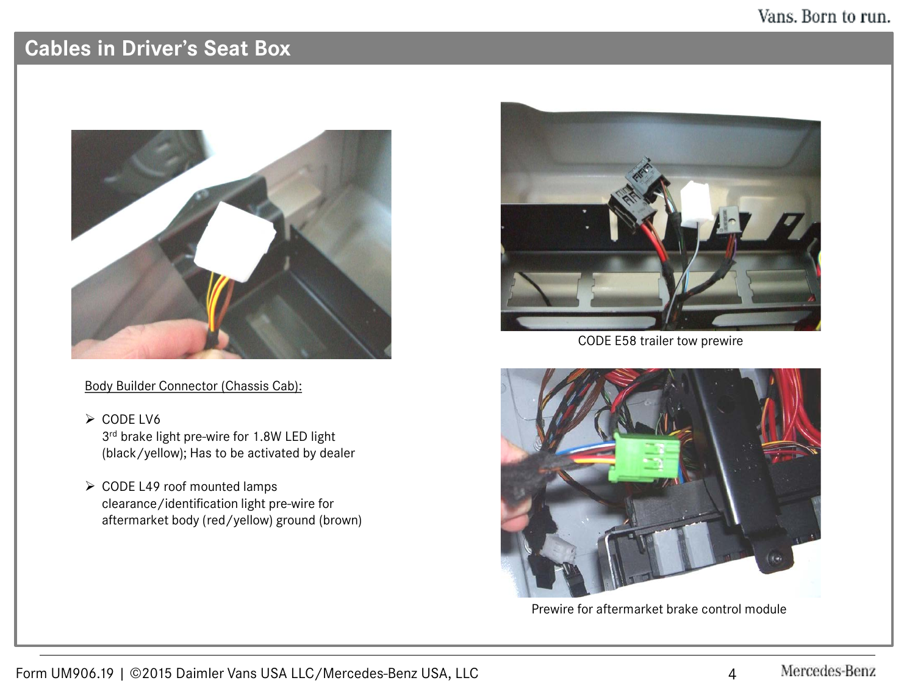## Cables in Driver's Seat Box

Body Builder Connector (Chassis Cab):

- CODE LV6
  3rd brake light pre-wire for 1.8W LED light (black/yellow); Has to be activated by dealer
- CODE L49 roof mounted lamps
  clearance/identification light pre-wire for aftermarket body (red/yellow) ground (brown)

CODE E58 trailer tow prewire

Prewire for aftermarket brake control module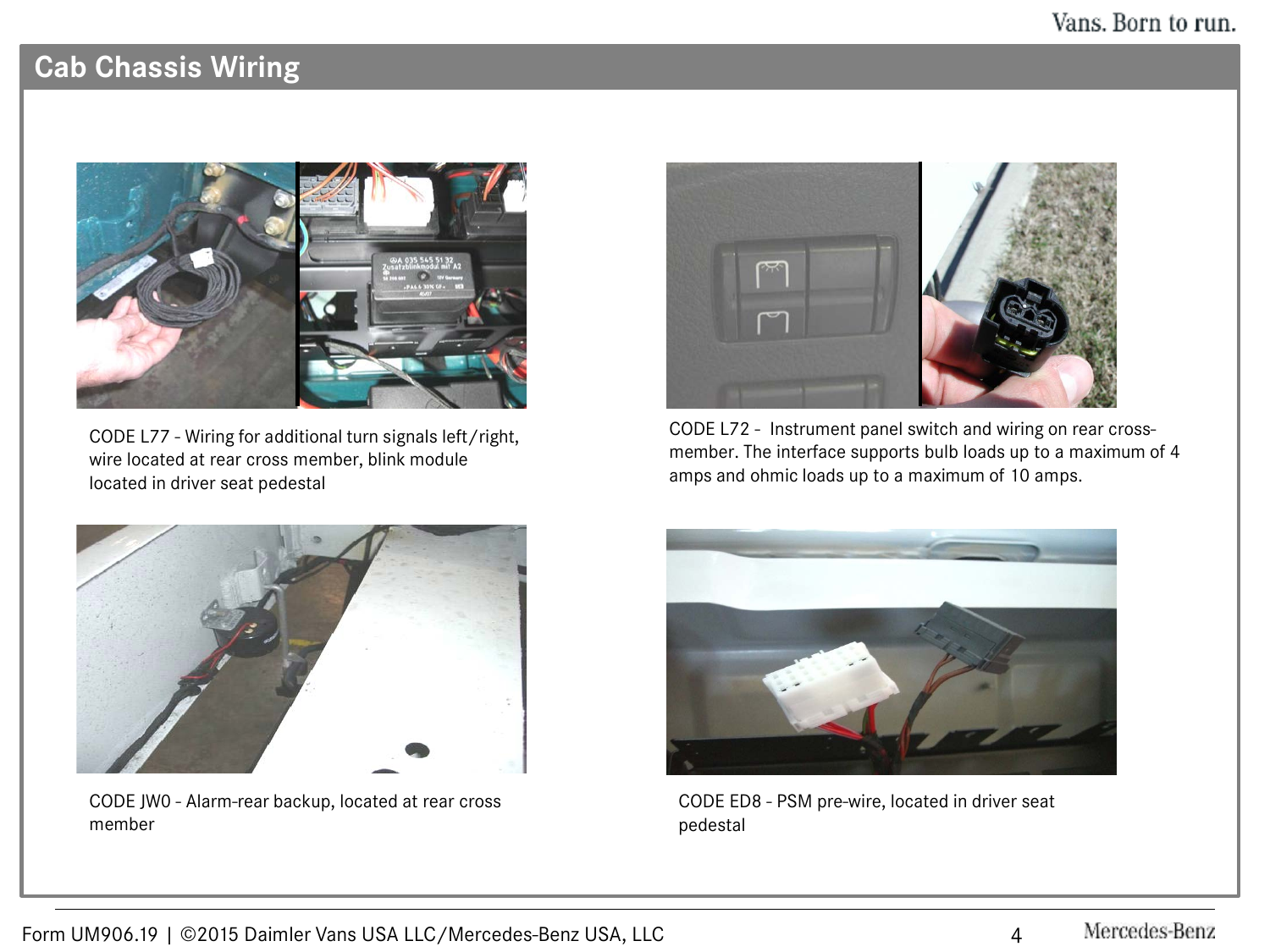## Cab Chassis Wiring

CODE L77 - Wiring for additional turn signals left/right, wire located at rear cross member, blink module located in driver seat pedestal

CODE L72 - Instrument panel switch and wiring on rear cross-member. The interface supports bulb loads up to a maximum of 4 amps and ohmic loads up to a maximum of 10 amps.

CODE JW0 - Alarm-rear backup, located at rear cross member

CODE ED8 - PSM pre-wire, located in driver seat pedestal

Form UM906.19 | ©2015 Daimler Vans USA LLC/Mercedes-Benz USA, LLC